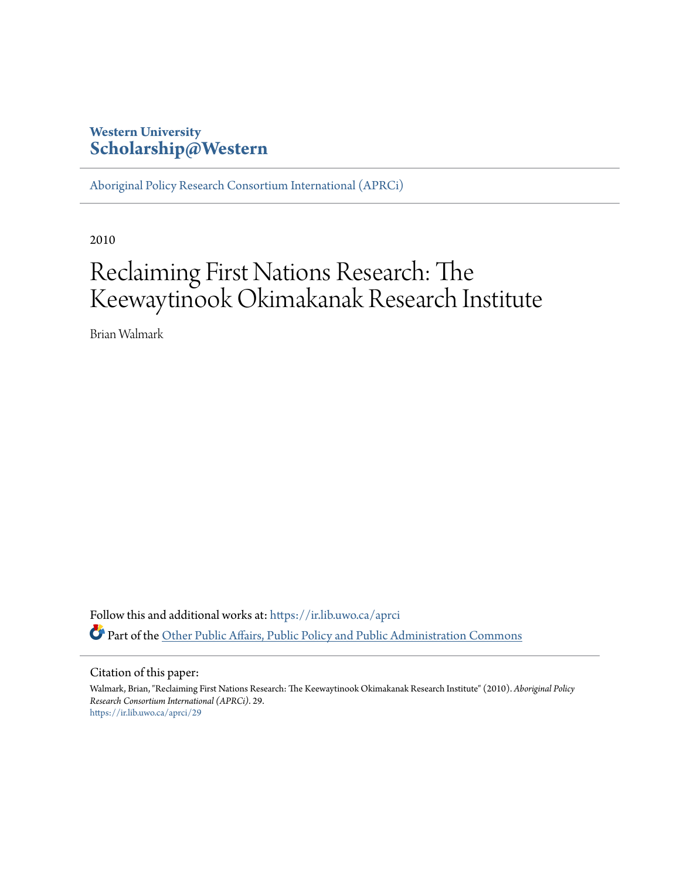Western University
**Scholarship@Western**

Aboriginal Policy Research Consortium International (APRCi)

2010

# Reclaiming First Nations Research: The Keewaytinook Okimakanak Research Institute

Brian Walmark

Follow this and additional works at: https://ir.lib.uwo.ca/aprci

Part of the Other Public Affairs, Public Policy and Public Administration Commons

Citation of this paper:

Walmark, Brian, "Reclaiming First Nations Research: The Keewaytinook Okimakanak Research Institute" (2010). *Aboriginal Policy Research Consortium International (APRCi)*. 29.
https://ir.lib.uwo.ca/aprci/29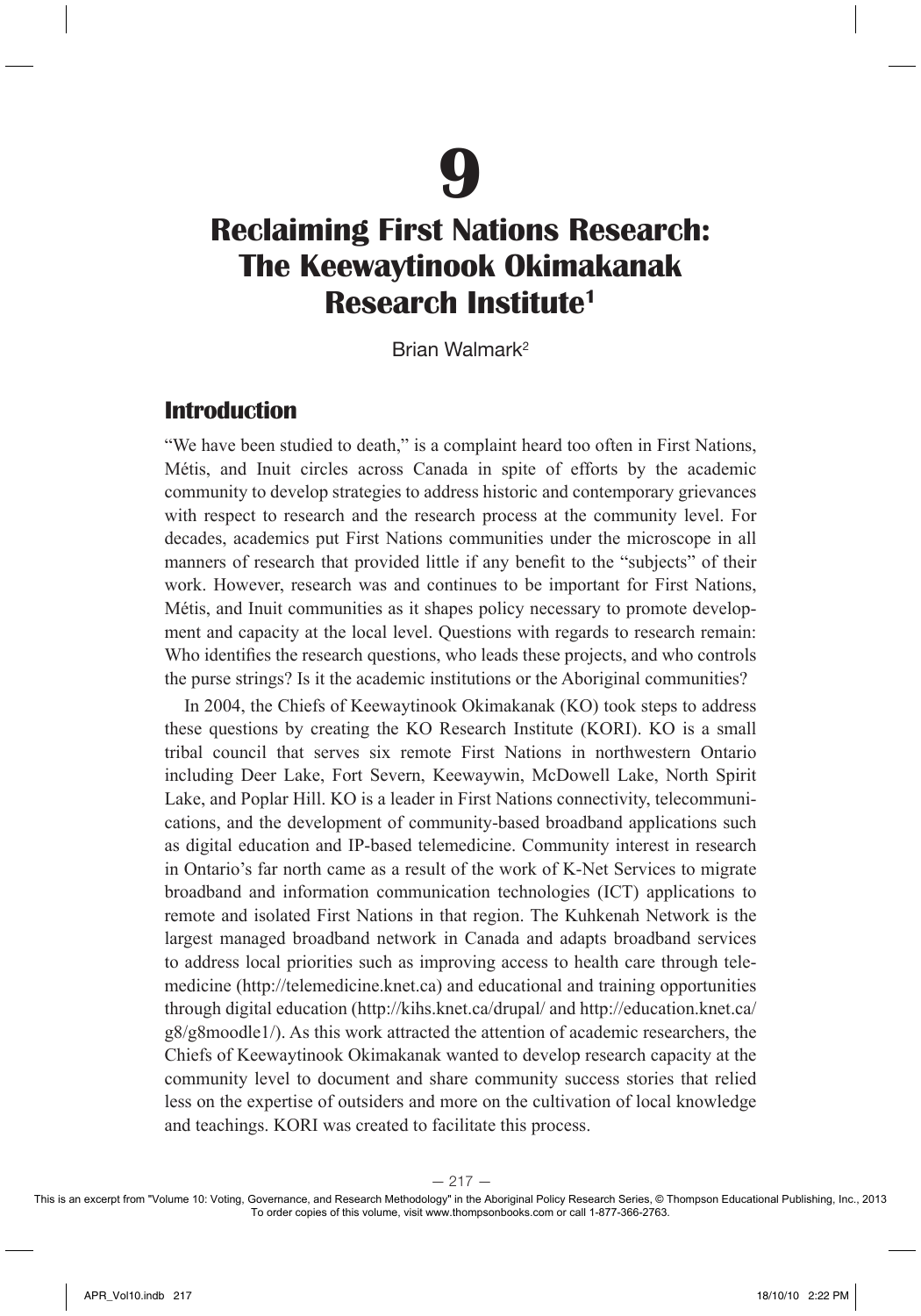# 9

# Reclaiming First Nations Research: The Keewaytinook Okimakanak Research Institute[1]

Brian Walmark[2]

## Introduction

"We have been studied to death," is a complaint heard too often in First Nations, Métis, and Inuit circles across Canada in spite of efforts by the academic community to develop strategies to address historic and contemporary grievances with respect to research and the research process at the community level. For decades, academics put First Nations communities under the microscope in all manners of research that provided little if any benefit to the "subjects" of their work. However, research was and continues to be important for First Nations, Métis, and Inuit communities as it shapes policy necessary to promote development and capacity at the local level. Questions with regards to research remain: Who identifies the research questions, who leads these projects, and who controls the purse strings? Is it the academic institutions or the Aboriginal communities?

In 2004, the Chiefs of Keewaytinook Okimakanak (KO) took steps to address these questions by creating the KO Research Institute (KORI). KO is a small tribal council that serves six remote First Nations in northwestern Ontario including Deer Lake, Fort Severn, Keewaywin, McDowell Lake, North Spirit Lake, and Poplar Hill. KO is a leader in First Nations connectivity, telecommunications, and the development of community-based broadband applications such as digital education and IP-based telemedicine. Community interest in research in Ontario's far north came as a result of the work of K-Net Services to migrate broadband and information communication technologies (ICT) applications to remote and isolated First Nations in that region. The Kuhkenah Network is the largest managed broadband network in Canada and adapts broadband services to address local priorities such as improving access to health care through telemedicine (http://telemedicine.knet.ca) and educational and training opportunities through digital education (http://kihs.knet.ca/drupal/ and http://education.knet.ca/g8/g8moodle1/). As this work attracted the attention of academic researchers, the Chiefs of Keewaytinook Okimakanak wanted to develop research capacity at the community level to document and share community success stories that relied less on the expertise of outsiders and more on the cultivation of local knowledge and teachings. KORI was created to facilitate this process.

This is an excerpt from "Volume 10: Voting, Governance, and Research Methodology" in the Aboriginal Policy Research Series, © Thompson Educational Publishing, Inc., 2013
To order copies of this volume, visit www.thompsonbooks.com or call 1-877-366-2763.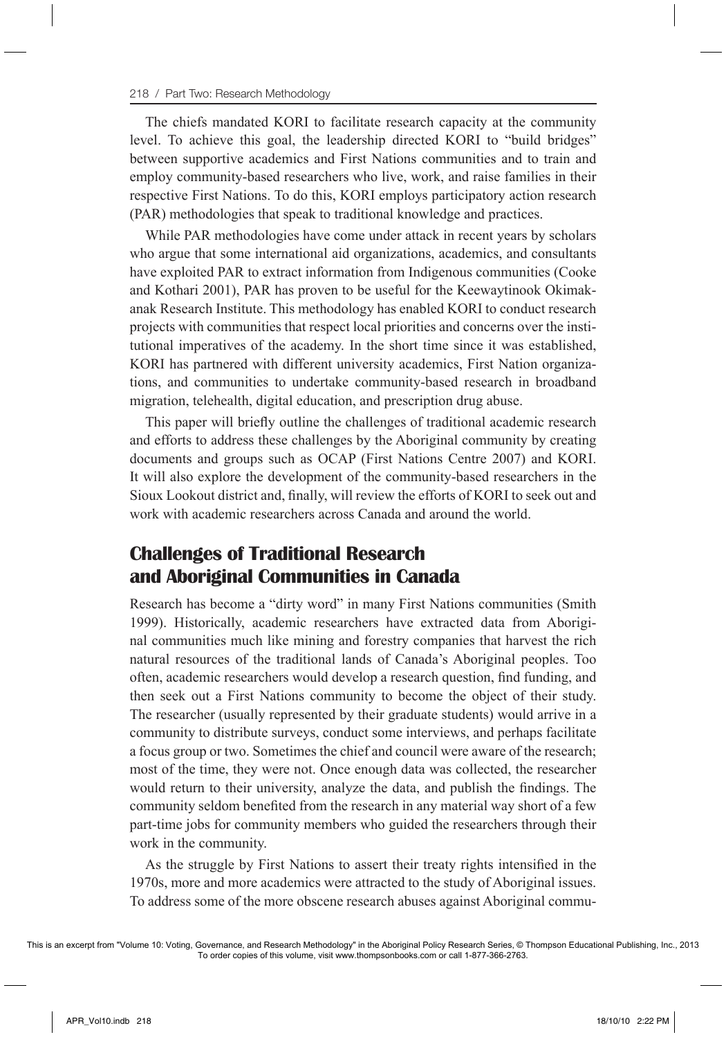The chiefs mandated KORI to facilitate research capacity at the community level. To achieve this goal, the leadership directed KORI to "build bridges" between supportive academics and First Nations communities and to train and employ community-based researchers who live, work, and raise families in their respective First Nations. To do this, KORI employs participatory action research (PAR) methodologies that speak to traditional knowledge and practices.

While PAR methodologies have come under attack in recent years by scholars who argue that some international aid organizations, academics, and consultants have exploited PAR to extract information from Indigenous communities (Cooke and Kothari 2001), PAR has proven to be useful for the Keewaytinook Okimakanak Research Institute. This methodology has enabled KORI to conduct research projects with communities that respect local priorities and concerns over the institutional imperatives of the academy. In the short time since it was established, KORI has partnered with different university academics, First Nation organizations, and communities to undertake community-based research in broadband migration, telehealth, digital education, and prescription drug abuse.

This paper will briefly outline the challenges of traditional academic research and efforts to address these challenges by the Aboriginal community by creating documents and groups such as OCAP (First Nations Centre 2007) and KORI. It will also explore the development of the community-based researchers in the Sioux Lookout district and, finally, will review the efforts of KORI to seek out and work with academic researchers across Canada and around the world.

## Challenges of Traditional Research and Aboriginal Communities in Canada

Research has become a "dirty word" in many First Nations communities (Smith 1999). Historically, academic researchers have extracted data from Aboriginal communities much like mining and forestry companies that harvest the rich natural resources of the traditional lands of Canada's Aboriginal peoples. Too often, academic researchers would develop a research question, find funding, and then seek out a First Nations community to become the object of their study. The researcher (usually represented by their graduate students) would arrive in a community to distribute surveys, conduct some interviews, and perhaps facilitate a focus group or two. Sometimes the chief and council were aware of the research; most of the time, they were not. Once enough data was collected, the researcher would return to their university, analyze the data, and publish the findings. The community seldom benefited from the research in any material way short of a few part-time jobs for community members who guided the researchers through their work in the community.

As the struggle by First Nations to assert their treaty rights intensified in the 1970s, more and more academics were attracted to the study of Aboriginal issues. To address some of the more obscene research abuses against Aboriginal commu-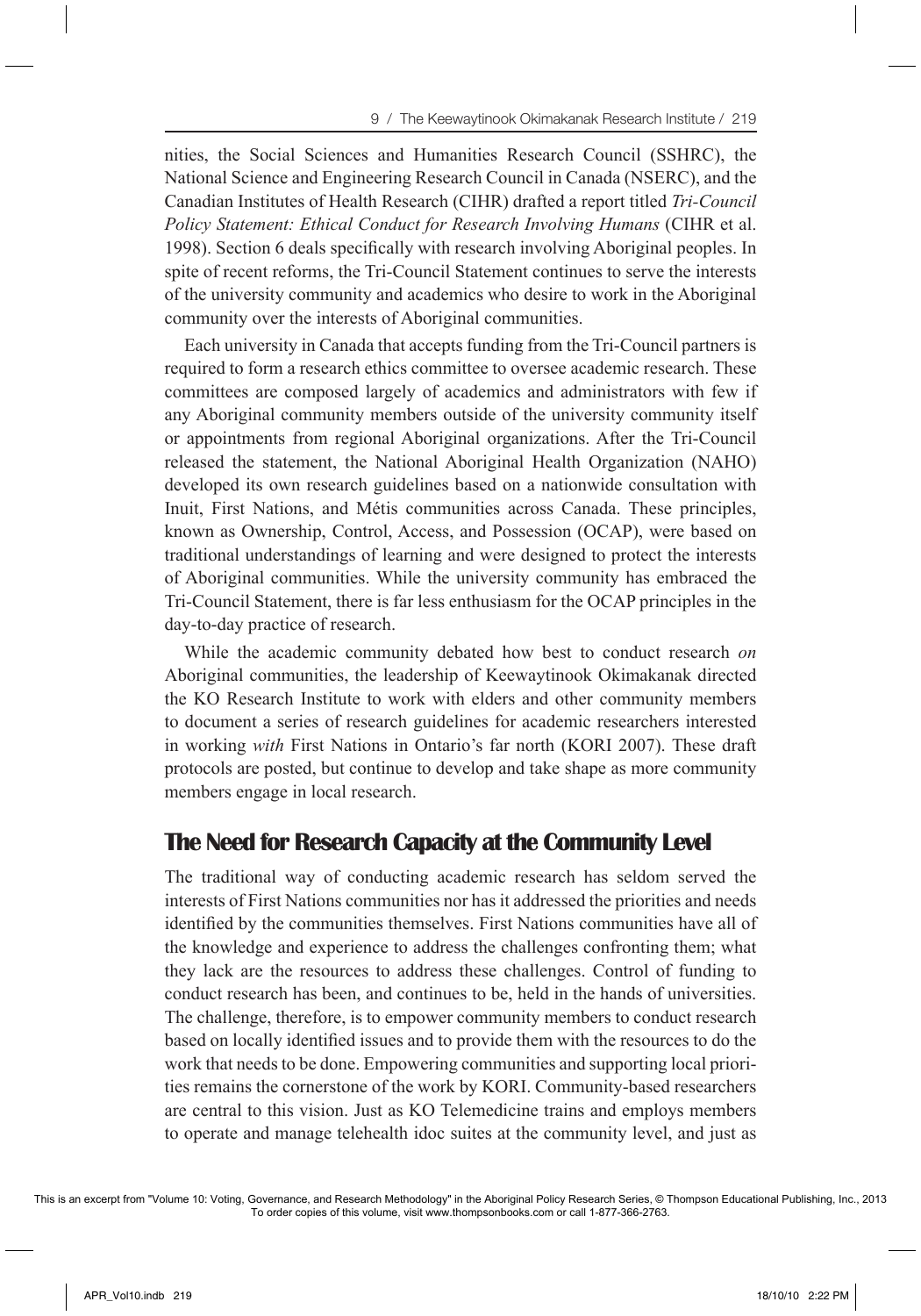nities, the Social Sciences and Humanities Research Council (SSHRC), the National Science and Engineering Research Council in Canada (NSERC), and the Canadian Institutes of Health Research (CIHR) drafted a report titled *Tri-Council Policy Statement: Ethical Conduct for Research Involving Humans* (CIHR et al. 1998). Section 6 deals specifically with research involving Aboriginal peoples. In spite of recent reforms, the Tri-Council Statement continues to serve the interests of the university community and academics who desire to work in the Aboriginal community over the interests of Aboriginal communities.

Each university in Canada that accepts funding from the Tri-Council partners is required to form a research ethics committee to oversee academic research. These committees are composed largely of academics and administrators with few if any Aboriginal community members outside of the university community itself or appointments from regional Aboriginal organizations. After the Tri-Council released the statement, the National Aboriginal Health Organization (NAHO) developed its own research guidelines based on a nationwide consultation with Inuit, First Nations, and Métis communities across Canada. These principles, known as Ownership, Control, Access, and Possession (OCAP), were based on traditional understandings of learning and were designed to protect the interests of Aboriginal communities. While the university community has embraced the Tri-Council Statement, there is far less enthusiasm for the OCAP principles in the day-to-day practice of research.

While the academic community debated how best to conduct research *on* Aboriginal communities, the leadership of Keewaytinook Okimakanak directed the KO Research Institute to work with elders and other community members to document a series of research guidelines for academic researchers interested in working *with* First Nations in Ontario's far north (KORI 2007). These draft protocols are posted, but continue to develop and take shape as more community members engage in local research.

## The Need for Research Capacity at the Community Level

The traditional way of conducting academic research has seldom served the interests of First Nations communities nor has it addressed the priorities and needs identified by the communities themselves. First Nations communities have all of the knowledge and experience to address the challenges confronting them; what they lack are the resources to address these challenges. Control of funding to conduct research has been, and continues to be, held in the hands of universities. The challenge, therefore, is to empower community members to conduct research based on locally identified issues and to provide them with the resources to do the work that needs to be done. Empowering communities and supporting local priorities remains the cornerstone of the work by KORI. Community-based researchers are central to this vision. Just as KO Telemedicine trains and employs members to operate and manage telehealth idoc suites at the community level, and just as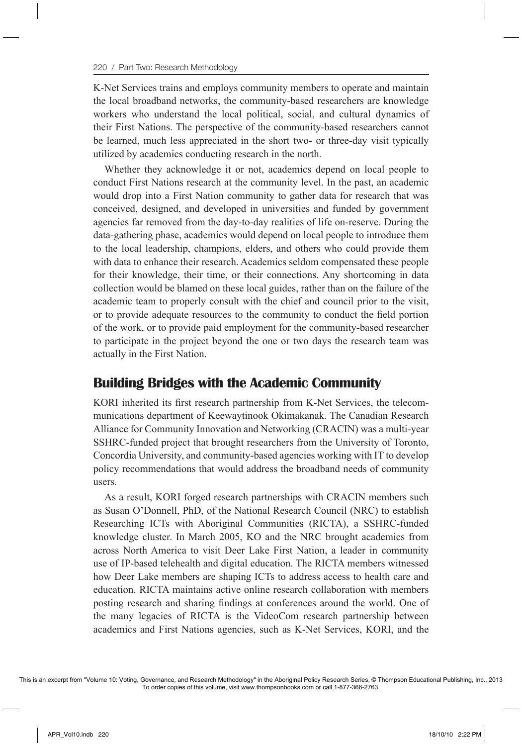K-Net Services trains and employs community members to operate and maintain the local broadband networks, the community-based researchers are knowledge workers who understand the local political, social, and cultural dynamics of their First Nations. The perspective of the community-based researchers cannot be learned, much less appreciated in the short two- or three-day visit typically utilized by academics conducting research in the north.

Whether they acknowledge it or not, academics depend on local people to conduct First Nations research at the community level. In the past, an academic would drop into a First Nation community to gather data for research that was conceived, designed, and developed in universities and funded by government agencies far removed from the day-to-day realities of life on-reserve. During the data-gathering phase, academics would depend on local people to introduce them to the local leadership, champions, elders, and others who could provide them with data to enhance their research. Academics seldom compensated these people for their knowledge, their time, or their connections. Any shortcoming in data collection would be blamed on these local guides, rather than on the failure of the academic team to properly consult with the chief and council prior to the visit, or to provide adequate resources to the community to conduct the field portion of the work, or to provide paid employment for the community-based researcher to participate in the project beyond the one or two days the research team was actually in the First Nation.

## Building Bridges with the Academic Community

KORI inherited its first research partnership from K-Net Services, the telecommunications department of Keewaytinook Okimakanak. The Canadian Research Alliance for Community Innovation and Networking (CRACIN) was a multi-year SSHRC-funded project that brought researchers from the University of Toronto, Concordia University, and community-based agencies working with IT to develop policy recommendations that would address the broadband needs of community users.

As a result, KORI forged research partnerships with CRACIN members such as Susan O'Donnell, PhD, of the National Research Council (NRC) to establish Researching ICTs with Aboriginal Communities (RICTA), a SSHRC-funded knowledge cluster. In March 2005, KO and the NRC brought academics from across North America to visit Deer Lake First Nation, a leader in community use of IP-based telehealth and digital education. The RICTA members witnessed how Deer Lake members are shaping ICTs to address access to health care and education. RICTA maintains active online research collaboration with members posting research and sharing findings at conferences around the world. One of the many legacies of RICTA is the VideoCom research partnership between academics and First Nations agencies, such as K-Net Services, KORI, and the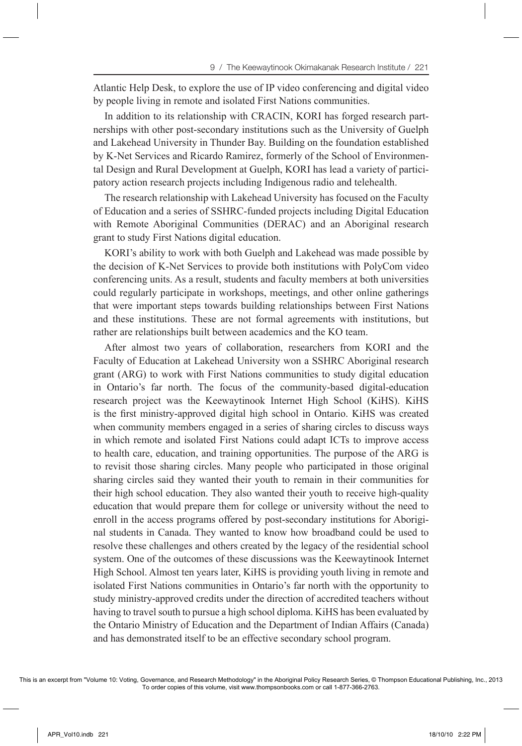Atlantic Help Desk, to explore the use of IP video conferencing and digital video by people living in remote and isolated First Nations communities.

In addition to its relationship with CRACIN, KORI has forged research partnerships with other post-secondary institutions such as the University of Guelph and Lakehead University in Thunder Bay. Building on the foundation established by K-Net Services and Ricardo Ramirez, formerly of the School of Environmental Design and Rural Development at Guelph, KORI has lead a variety of participatory action research projects including Indigenous radio and telehealth.

The research relationship with Lakehead University has focused on the Faculty of Education and a series of SSHRC-funded projects including Digital Education with Remote Aboriginal Communities (DERAC) and an Aboriginal research grant to study First Nations digital education.

KORI's ability to work with both Guelph and Lakehead was made possible by the decision of K-Net Services to provide both institutions with PolyCom video conferencing units. As a result, students and faculty members at both universities could regularly participate in workshops, meetings, and other online gatherings that were important steps towards building relationships between First Nations and these institutions. These are not formal agreements with institutions, but rather are relationships built between academics and the KO team.

After almost two years of collaboration, researchers from KORI and the Faculty of Education at Lakehead University won a SSHRC Aboriginal research grant (ARG) to work with First Nations communities to study digital education in Ontario's far north. The focus of the community-based digital-education research project was the Keewaytinook Internet High School (KiHS). KiHS is the first ministry-approved digital high school in Ontario. KiHS was created when community members engaged in a series of sharing circles to discuss ways in which remote and isolated First Nations could adapt ICTs to improve access to health care, education, and training opportunities. The purpose of the ARG is to revisit those sharing circles. Many people who participated in those original sharing circles said they wanted their youth to remain in their communities for their high school education. They also wanted their youth to receive high-quality education that would prepare them for college or university without the need to enroll in the access programs offered by post-secondary institutions for Aboriginal students in Canada. They wanted to know how broadband could be used to resolve these challenges and others created by the legacy of the residential school system. One of the outcomes of these discussions was the Keewaytinook Internet High School. Almost ten years later, KiHS is providing youth living in remote and isolated First Nations communities in Ontario's far north with the opportunity to study ministry-approved credits under the direction of accredited teachers without having to travel south to pursue a high school diploma. KiHS has been evaluated by the Ontario Ministry of Education and the Department of Indian Affairs (Canada) and has demonstrated itself to be an effective secondary school program.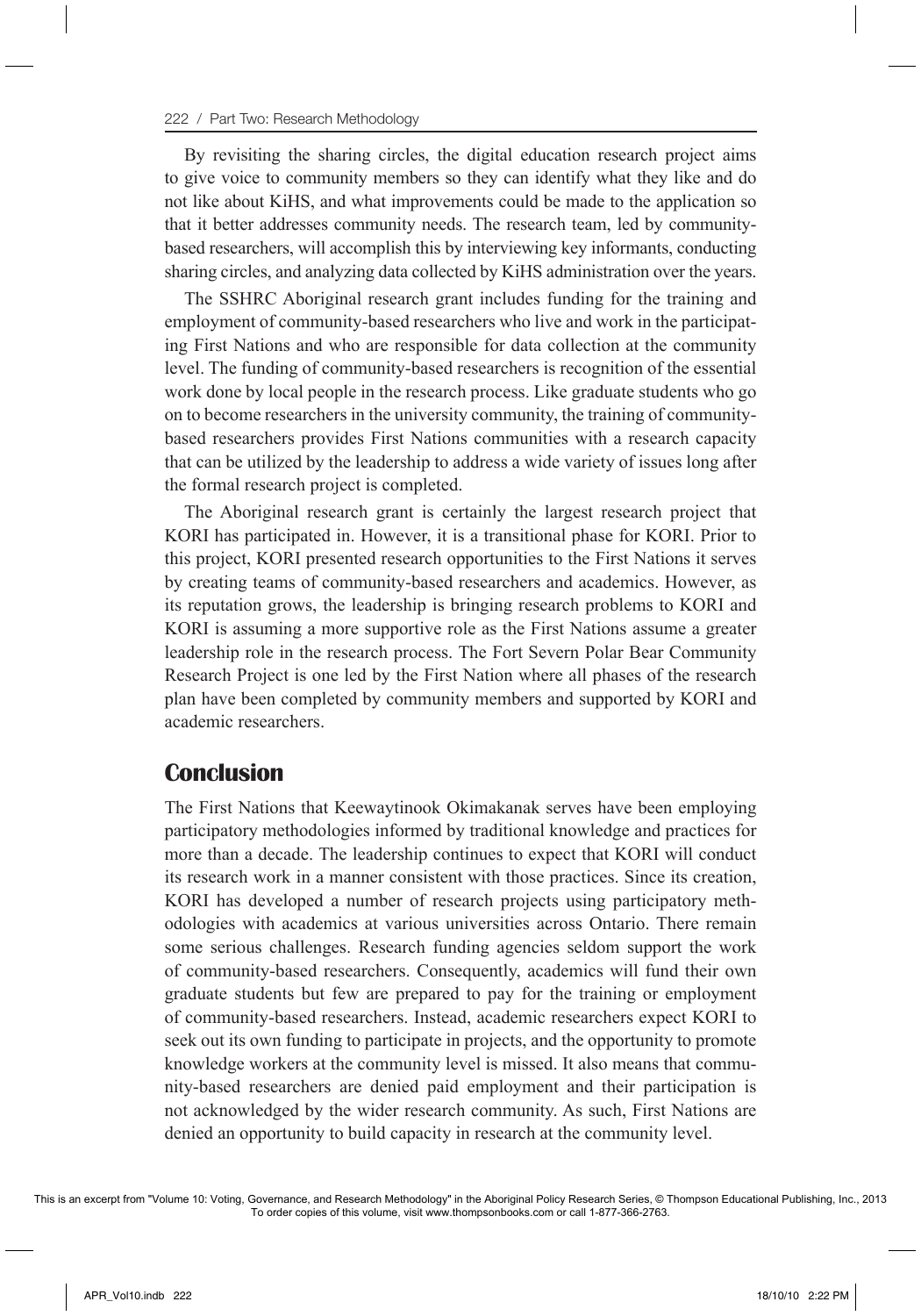By revisiting the sharing circles, the digital education research project aims to give voice to community members so they can identify what they like and do not like about KiHS, and what improvements could be made to the application so that it better addresses community needs. The research team, led by community-based researchers, will accomplish this by interviewing key informants, conducting sharing circles, and analyzing data collected by KiHS administration over the years.

The SSHRC Aboriginal research grant includes funding for the training and employment of community-based researchers who live and work in the participating First Nations and who are responsible for data collection at the community level. The funding of community-based researchers is recognition of the essential work done by local people in the research process. Like graduate students who go on to become researchers in the university community, the training of community-based researchers provides First Nations communities with a research capacity that can be utilized by the leadership to address a wide variety of issues long after the formal research project is completed.

The Aboriginal research grant is certainly the largest research project that KORI has participated in. However, it is a transitional phase for KORI. Prior to this project, KORI presented research opportunities to the First Nations it serves by creating teams of community-based researchers and academics. However, as its reputation grows, the leadership is bringing research problems to KORI and KORI is assuming a more supportive role as the First Nations assume a greater leadership role in the research process. The Fort Severn Polar Bear Community Research Project is one led by the First Nation where all phases of the research plan have been completed by community members and supported by KORI and academic researchers.

## Conclusion

The First Nations that Keewaytinook Okimakanak serves have been employing participatory methodologies informed by traditional knowledge and practices for more than a decade. The leadership continues to expect that KORI will conduct its research work in a manner consistent with those practices. Since its creation, KORI has developed a number of research projects using participatory methodologies with academics at various universities across Ontario. There remain some serious challenges. Research funding agencies seldom support the work of community-based researchers. Consequently, academics will fund their own graduate students but few are prepared to pay for the training or employment of community-based researchers. Instead, academic researchers expect KORI to seek out its own funding to participate in projects, and the opportunity to promote knowledge workers at the community level is missed. It also means that community-based researchers are denied paid employment and their participation is not acknowledged by the wider research community. As such, First Nations are denied an opportunity to build capacity in research at the community level.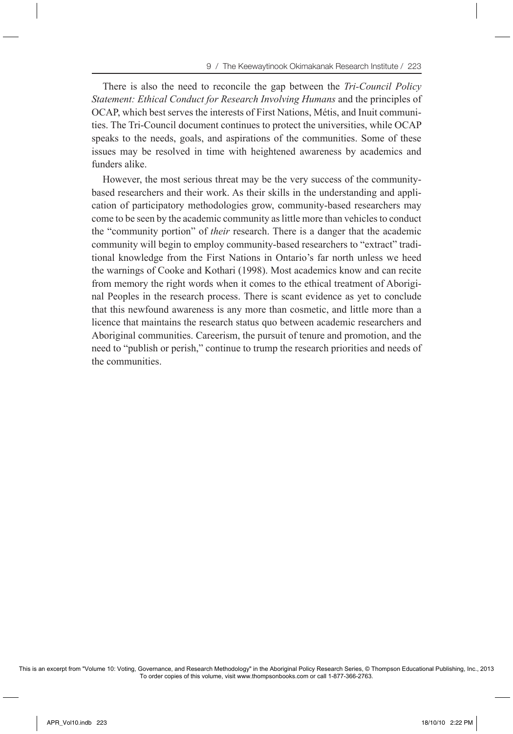There is also the need to reconcile the gap between the *Tri-Council Policy Statement: Ethical Conduct for Research Involving Humans* and the principles of OCAP, which best serves the interests of First Nations, Métis, and Inuit communities. The Tri-Council document continues to protect the universities, while OCAP speaks to the needs, goals, and aspirations of the communities. Some of these issues may be resolved in time with heightened awareness by academics and funders alike.

However, the most serious threat may be the very success of the community-based researchers and their work. As their skills in the understanding and application of participatory methodologies grow, community-based researchers may come to be seen by the academic community as little more than vehicles to conduct the "community portion" of *their* research. There is a danger that the academic community will begin to employ community-based researchers to "extract" traditional knowledge from the First Nations in Ontario's far north unless we heed the warnings of Cooke and Kothari (1998). Most academics know and can recite from memory the right words when it comes to the ethical treatment of Aboriginal Peoples in the research process. There is scant evidence as yet to conclude that this newfound awareness is any more than cosmetic, and little more than a licence that maintains the research status quo between academic researchers and Aboriginal communities. Careerism, the pursuit of tenure and promotion, and the need to "publish or perish," continue to trump the research priorities and needs of the communities.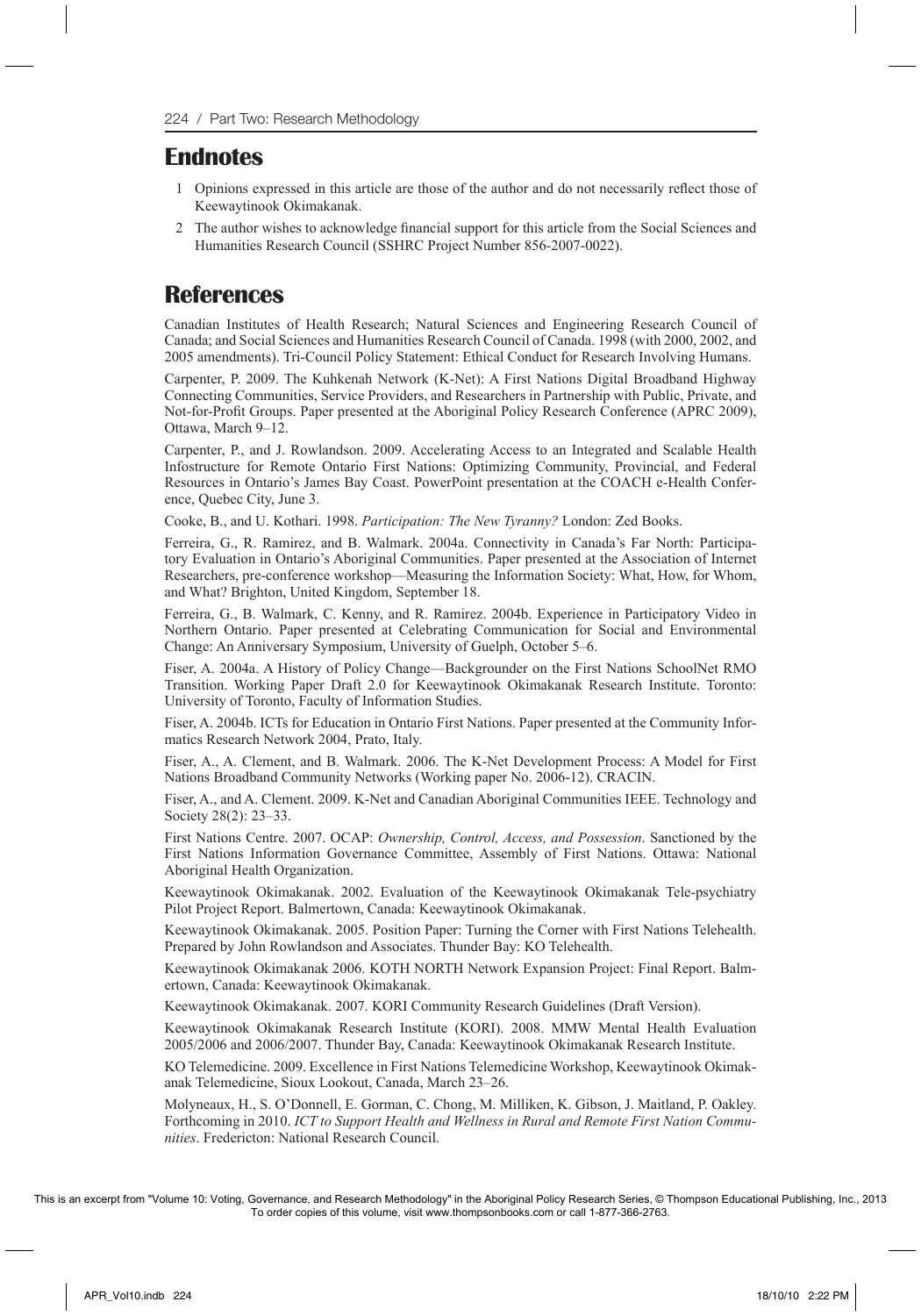## Endnotes

1. Opinions expressed in this article are those of the author and do not necessarily reflect those of Keewaytinook Okimakanak.
2. The author wishes to acknowledge financial support for this article from the Social Sciences and Humanities Research Council (SSHRC Project Number 856-2007-0022).

## References

Canadian Institutes of Health Research; Natural Sciences and Engineering Research Council of Canada; and Social Sciences and Humanities Research Council of Canada. 1998 (with 2000, 2002, and 2005 amendments). Tri-Council Policy Statement: Ethical Conduct for Research Involving Humans.

Carpenter, P. 2009. The Kuhkenah Network (K-Net): A First Nations Digital Broadband Highway Connecting Communities, Service Providers, and Researchers in Partnership with Public, Private, and Not-for-Profit Groups. Paper presented at the Aboriginal Policy Research Conference (APRC 2009), Ottawa, March 9–12.

Carpenter, P., and J. Rowlandson. 2009. Accelerating Access to an Integrated and Scalable Health Infostructure for Remote Ontario First Nations: Optimizing Community, Provincial, and Federal Resources in Ontario's James Bay Coast. PowerPoint presentation at the COACH e-Health Conference, Quebec City, June 3.

Cooke, B., and U. Kothari. 1998. *Participation: The New Tyranny?* London: Zed Books.

Ferreira, G., R. Ramirez, and B. Walmark. 2004a. Connectivity in Canada's Far North: Participatory Evaluation in Ontario's Aboriginal Communities. Paper presented at the Association of Internet Researchers, pre-conference workshop—Measuring the Information Society: What, How, for Whom, and What? Brighton, United Kingdom, September 18.

Ferreira, G., B. Walmark, C. Kenny, and R. Ramirez. 2004b. Experience in Participatory Video in Northern Ontario. Paper presented at Celebrating Communication for Social and Environmental Change: An Anniversary Symposium, University of Guelph, October 5–6.

Fiser, A. 2004a. A History of Policy Change—Backgrounder on the First Nations SchoolNet RMO Transition. Working Paper Draft 2.0 for Keewaytinook Okimakanak Research Institute. Toronto: University of Toronto, Faculty of Information Studies.

Fiser, A. 2004b. ICTs for Education in Ontario First Nations. Paper presented at the Community Informatics Research Network 2004, Prato, Italy.

Fiser, A., A. Clement, and B. Walmark. 2006. The K-Net Development Process: A Model for First Nations Broadband Community Networks (Working paper No. 2006-12). CRACIN.

Fiser, A., and A. Clement. 2009. K-Net and Canadian Aboriginal Communities IEEE. Technology and Society 28(2): 23–33.

First Nations Centre. 2007. OCAP: *Ownership, Control, Access, and Possession*. Sanctioned by the First Nations Information Governance Committee, Assembly of First Nations. Ottawa: National Aboriginal Health Organization.

Keewaytinook Okimakanak. 2002. Evaluation of the Keewaytinook Okimakanak Tele-psychiatry Pilot Project Report. Balmertown, Canada: Keewaytinook Okimakanak.

Keewaytinook Okimakanak. 2005. Position Paper: Turning the Corner with First Nations Telehealth. Prepared by John Rowlandson and Associates. Thunder Bay: KO Telehealth.

Keewaytinook Okimakanak 2006. KOTH NORTH Network Expansion Project: Final Report. Balmertown, Canada: Keewaytinook Okimakanak.

Keewaytinook Okimakanak. 2007. KORI Community Research Guidelines (Draft Version).

Keewaytinook Okimakanak Research Institute (KORI). 2008. MMW Mental Health Evaluation 2005/2006 and 2006/2007. Thunder Bay, Canada: Keewaytinook Okimakanak Research Institute.

KO Telemedicine. 2009. Excellence in First Nations Telemedicine Workshop, Keewaytinook Okimakanak Telemedicine, Sioux Lookout, Canada, March 23–26.

Molyneaux, H., S. O'Donnell, E. Gorman, C. Chong, M. Milliken, K. Gibson, J. Maitland, P. Oakley. Forthcoming in 2010. *ICT to Support Health and Wellness in Rural and Remote First Nation Communities*. Fredericton: National Research Council.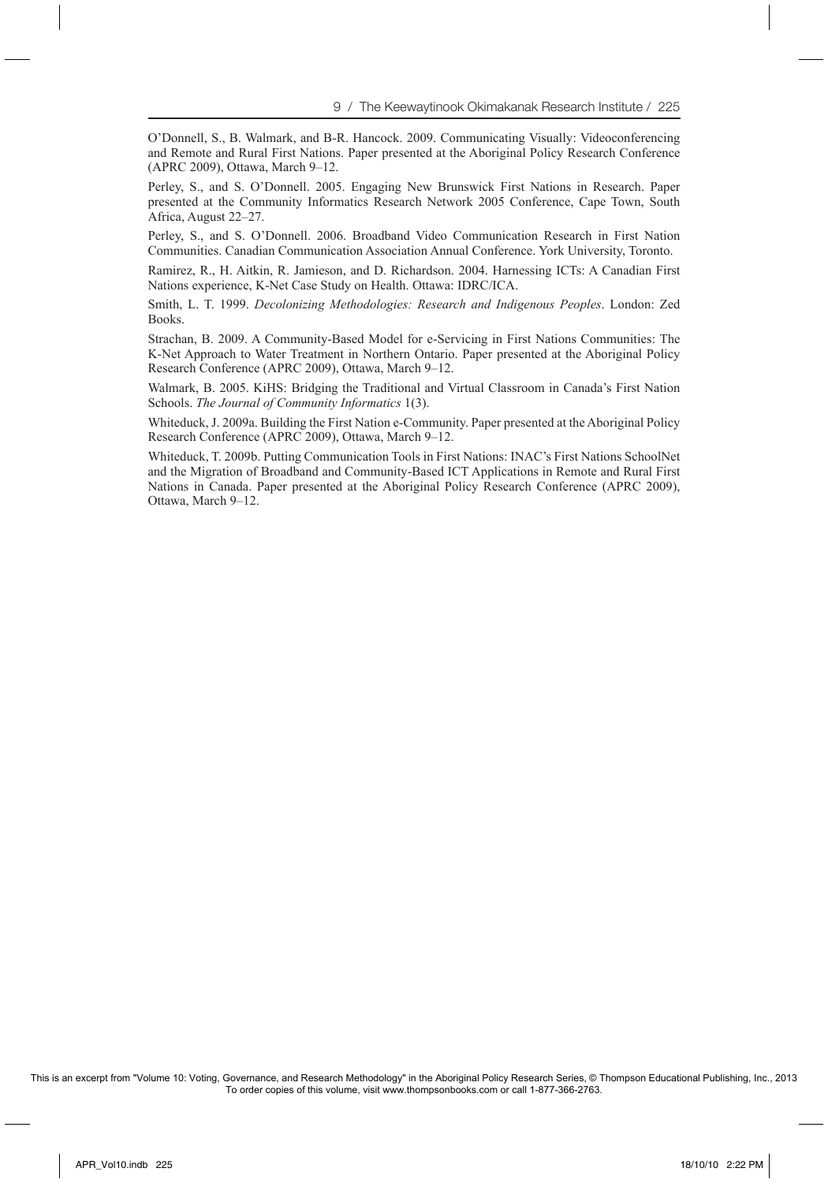O'Donnell, S., B. Walmark, and B-R. Hancock. 2009. Communicating Visually: Videoconferencing and Remote and Rural First Nations. Paper presented at the Aboriginal Policy Research Conference (APRC 2009), Ottawa, March 9–12.

Perley, S., and S. O'Donnell. 2005. Engaging New Brunswick First Nations in Research. Paper presented at the Community Informatics Research Network 2005 Conference, Cape Town, South Africa, August 22–27.

Perley, S., and S. O'Donnell. 2006. Broadband Video Communication Research in First Nation Communities. Canadian Communication Association Annual Conference. York University, Toronto.

Ramirez, R., H. Aitkin, R. Jamieson, and D. Richardson. 2004. Harnessing ICTs: A Canadian First Nations experience, K-Net Case Study on Health. Ottawa: IDRC/ICA.

Smith, L. T. 1999. *Decolonizing Methodologies: Research and Indigenous Peoples*. London: Zed Books.

Strachan, B. 2009. A Community-Based Model for e-Servicing in First Nations Communities: The K-Net Approach to Water Treatment in Northern Ontario. Paper presented at the Aboriginal Policy Research Conference (APRC 2009), Ottawa, March 9–12.

Walmark, B. 2005. KiHS: Bridging the Traditional and Virtual Classroom in Canada's First Nation Schools. *The Journal of Community Informatics* 1(3).

Whiteduck, J. 2009a. Building the First Nation e-Community. Paper presented at the Aboriginal Policy Research Conference (APRC 2009), Ottawa, March 9–12.

Whiteduck, T. 2009b. Putting Communication Tools in First Nations: INAC's First Nations SchoolNet and the Migration of Broadband and Community-Based ICT Applications in Remote and Rural First Nations in Canada. Paper presented at the Aboriginal Policy Research Conference (APRC 2009), Ottawa, March 9–12.

This is an excerpt from "Volume 10: Voting, Governance, and Research Methodology" in the Aboriginal Policy Research Series, © Thompson Educational Publishing, Inc., 2013
To order copies of this volume, visit www.thompsonbooks.com or call 1-877-366-2763.